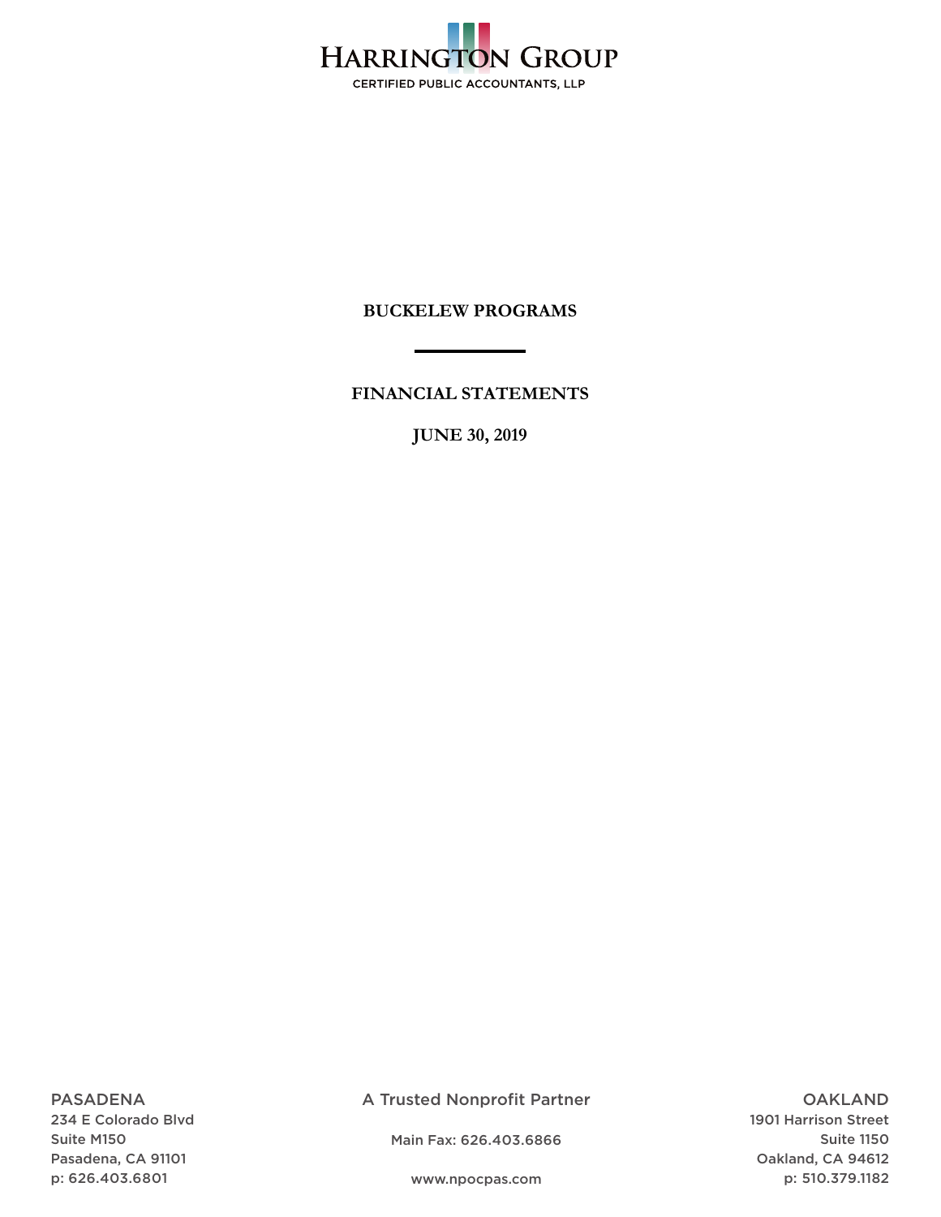HARRINGTON GROUP

CERTIFIED PUBLIC ACCOUNTANTS, LLP

# BUCKELEW PROGRAMS

## FINANCIAL STATEMENTS

## JUNE 30, 2019

PASADENA
234 E Colorado Blvd
Suite M150
Pasadena, CA 91101
p: 626.403.6801

A Trusted Nonprofit Partner

Main Fax: 626.403.6866

www.npocpas.com

OAKLAND
1901 Harrison Street
Suite 1150
Oakland, CA 94612
p: 510.379.1182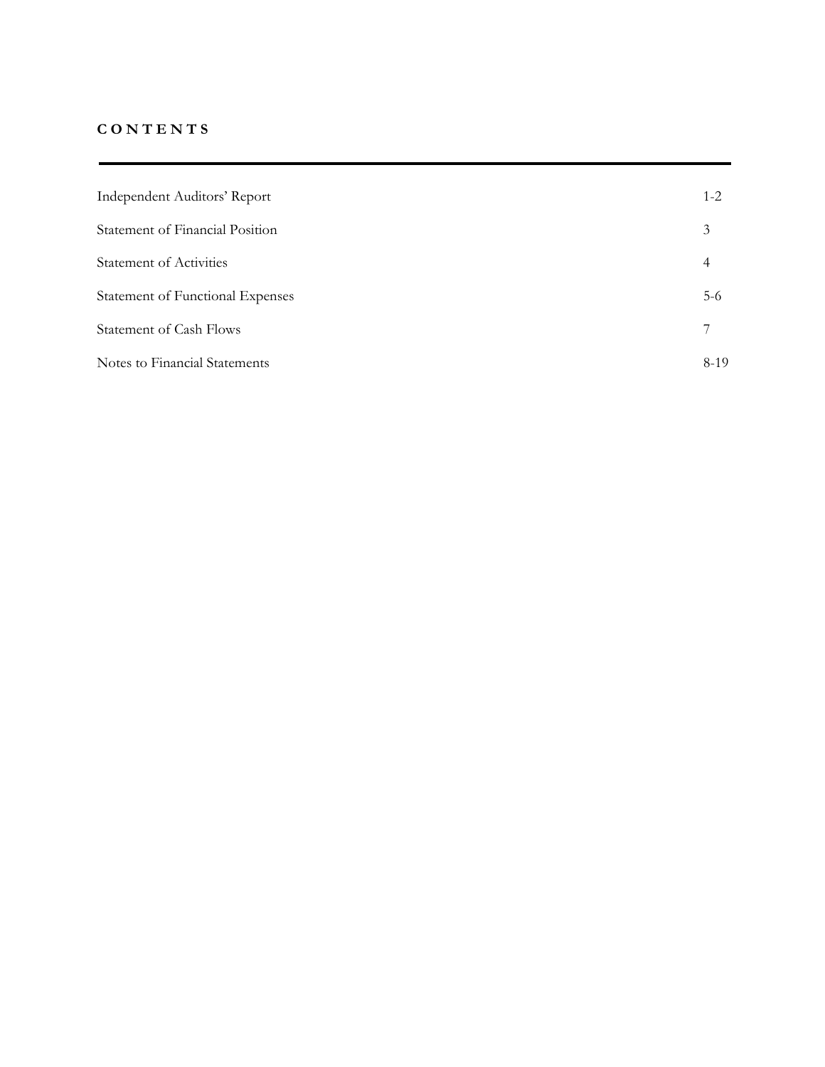# CONTENTS

| | |
|---|---|
| Independent Auditors' Report | 1-2 |
| Statement of Financial Position | 3 |
| Statement of Activities | 4 |
| Statement of Functional Expenses | 5-6 |
| Statement of Cash Flows | 7 |
| Notes to Financial Statements | 8-19 |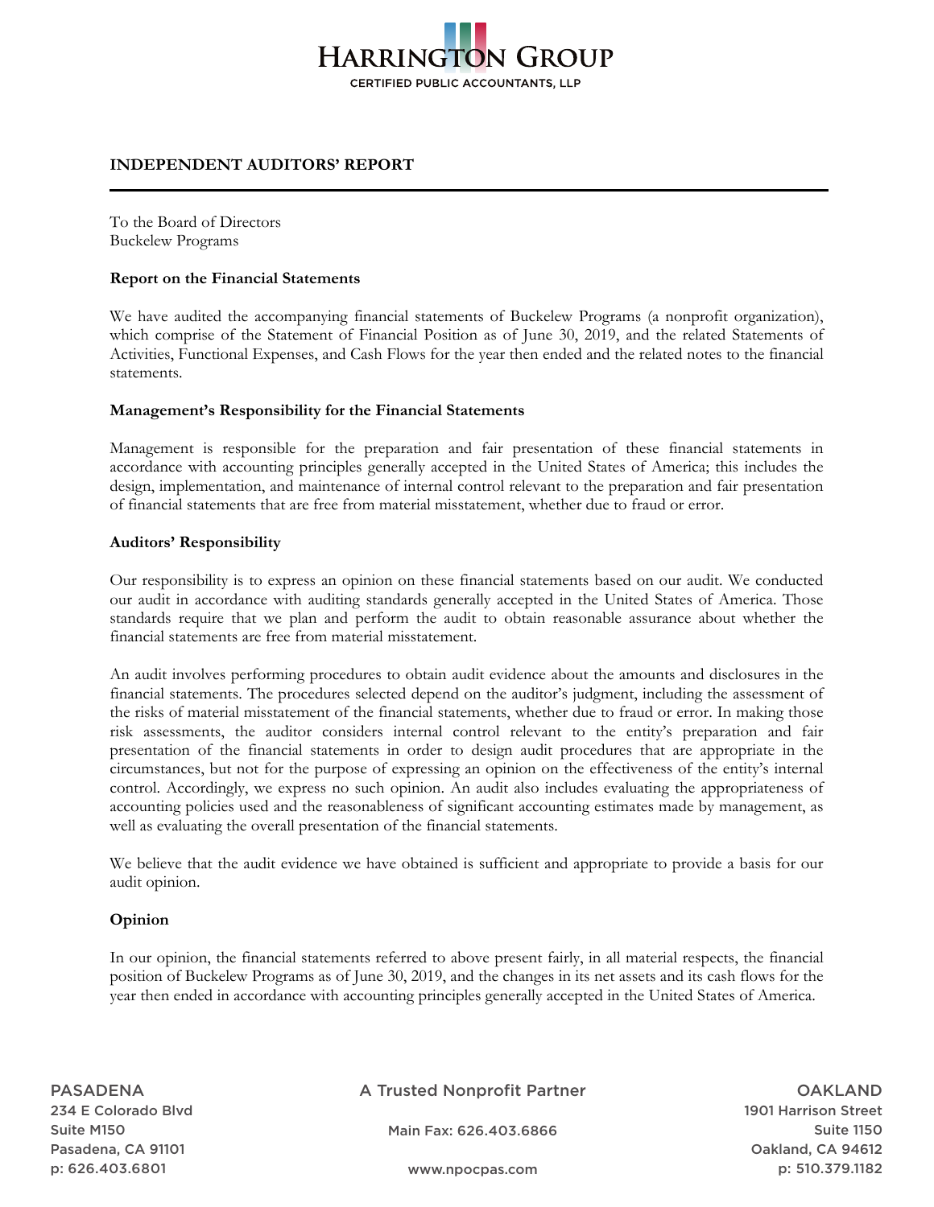# HARRINGTON GROUP

CERTIFIED PUBLIC ACCOUNTANTS, LLP

## INDEPENDENT AUDITORS' REPORT

To the Board of Directors
Buckelew Programs

**Report on the Financial Statements**

We have audited the accompanying financial statements of Buckelew Programs (a nonprofit organization), which comprise of the Statement of Financial Position as of June 30, 2019, and the related Statements of Activities, Functional Expenses, and Cash Flows for the year then ended and the related notes to the financial statements.

**Management's Responsibility for the Financial Statements**

Management is responsible for the preparation and fair presentation of these financial statements in accordance with accounting principles generally accepted in the United States of America; this includes the design, implementation, and maintenance of internal control relevant to the preparation and fair presentation of financial statements that are free from material misstatement, whether due to fraud or error.

**Auditors' Responsibility**

Our responsibility is to express an opinion on these financial statements based on our audit. We conducted our audit in accordance with auditing standards generally accepted in the United States of America. Those standards require that we plan and perform the audit to obtain reasonable assurance about whether the financial statements are free from material misstatement.

An audit involves performing procedures to obtain audit evidence about the amounts and disclosures in the financial statements. The procedures selected depend on the auditor's judgment, including the assessment of the risks of material misstatement of the financial statements, whether due to fraud or error. In making those risk assessments, the auditor considers internal control relevant to the entity's preparation and fair presentation of the financial statements in order to design audit procedures that are appropriate in the circumstances, but not for the purpose of expressing an opinion on the effectiveness of the entity's internal control. Accordingly, we express no such opinion. An audit also includes evaluating the appropriateness of accounting policies used and the reasonableness of significant accounting estimates made by management, as well as evaluating the overall presentation of the financial statements.

We believe that the audit evidence we have obtained is sufficient and appropriate to provide a basis for our audit opinion.

**Opinion**

In our opinion, the financial statements referred to above present fairly, in all material respects, the financial position of Buckelew Programs as of June 30, 2019, and the changes in its net assets and its cash flows for the year then ended in accordance with accounting principles generally accepted in the United States of America.

PASADENA
234 E Colorado Blvd
Suite M150
Pasadena, CA 91101
p: 626.403.6801

A Trusted Nonprofit Partner
Main Fax: 626.403.6866
www.npocpas.com

OAKLAND
1901 Harrison Street
Suite 1150
Oakland, CA 94612
p: 510.379.1182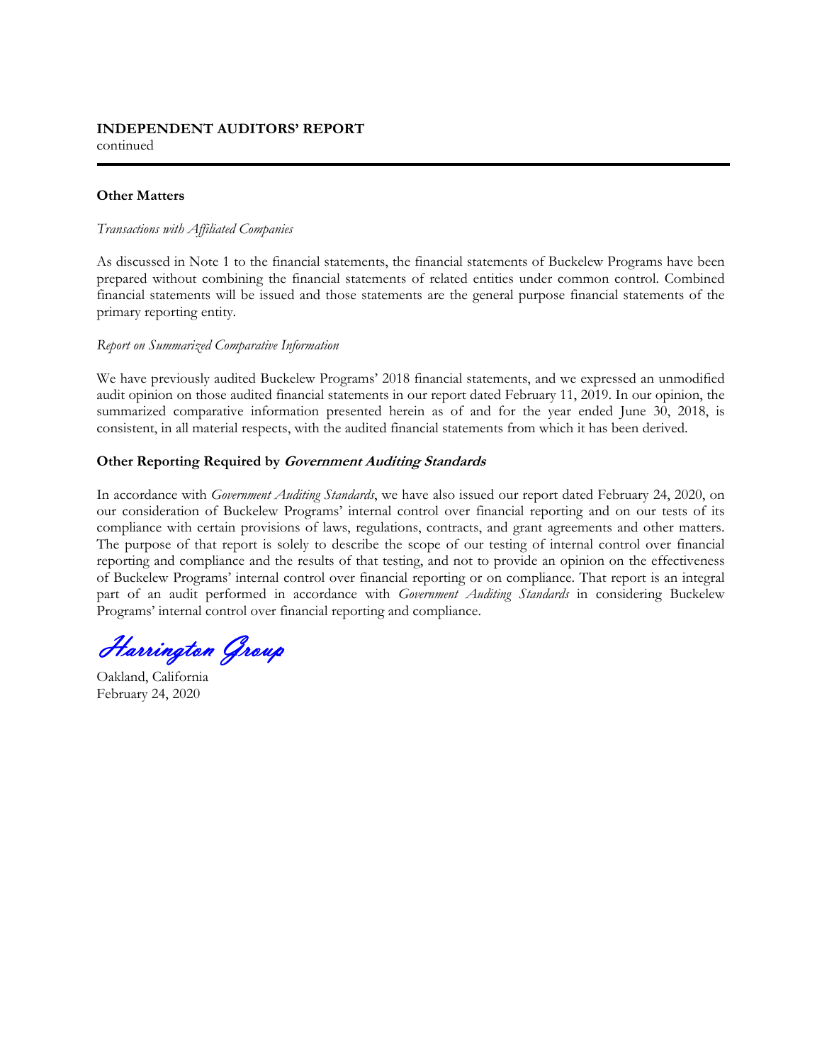**INDEPENDENT AUDITORS' REPORT**
continued

---

**Other Matters**

*Transactions with Affiliated Companies*

As discussed in Note 1 to the financial statements, the financial statements of Buckelew Programs have been prepared without combining the financial statements of related entities under common control. Combined financial statements will be issued and those statements are the general purpose financial statements of the primary reporting entity.

*Report on Summarized Comparative Information*

We have previously audited Buckelew Programs' 2018 financial statements, and we expressed an unmodified audit opinion on those audited financial statements in our report dated February 11, 2019. In our opinion, the summarized comparative information presented herein as of and for the year ended June 30, 2018, is consistent, in all material respects, with the audited financial statements from which it has been derived.

**Other Reporting Required by *Government Auditing Standards***

In accordance with *Government Auditing Standards*, we have also issued our report dated February 24, 2020, on our consideration of Buckelew Programs' internal control over financial reporting and on our tests of its compliance with certain provisions of laws, regulations, contracts, and grant agreements and other matters. The purpose of that report is solely to describe the scope of our testing of internal control over financial reporting and compliance and the results of that testing, and not to provide an opinion on the effectiveness of Buckelew Programs' internal control over financial reporting or on compliance. That report is an integral part of an audit performed in accordance with *Government Auditing Standards* in considering Buckelew Programs' internal control over financial reporting and compliance.

*Harrington Group*

Oakland, California
February 24, 2020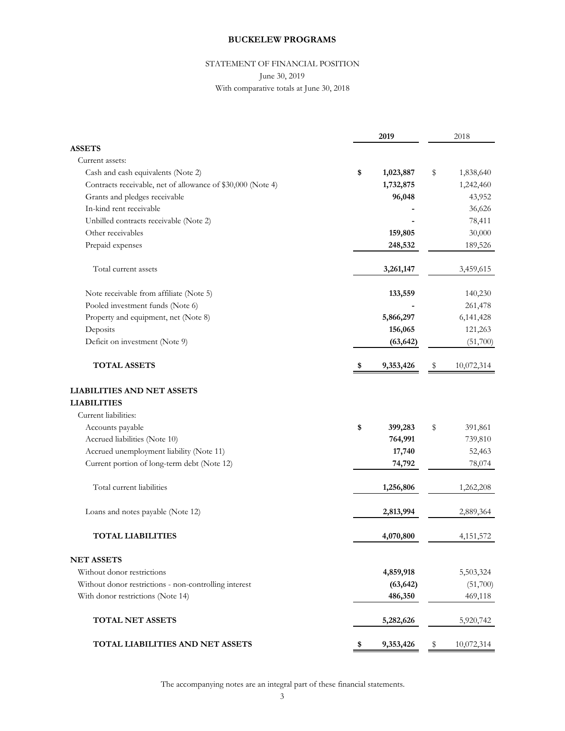# BUCKELEW PROGRAMS

STATEMENT OF FINANCIAL POSITION

June 30, 2019

With comparative totals at June 30, 2018

| | 2019 | 2018 |
|---|---|---|
| **ASSETS** | | |
| Current assets: | | |
| Cash and cash equivalents (Note 2) | **$ 1,023,887** | $ 1,838,640 |
| Contracts receivable, net of allowance of $30,000 (Note 4) | **1,732,875** | 1,242,460 |
| Grants and pledges receivable | **96,048** | 43,952 |
| In-kind rent receivable | **-** | 36,626 |
| Unbilled contracts receivable (Note 2) | **-** | 78,411 |
| Other receivables | **159,805** | 30,000 |
| Prepaid expenses | **248,532** | 189,526 |
| Total current assets | **3,261,147** | 3,459,615 |
| Note receivable from affiliate (Note 5) | **133,559** | 140,230 |
| Pooled investment funds (Note 6) | **-** | 261,478 |
| Property and equipment, net (Note 8) | **5,866,297** | 6,141,428 |
| Deposits | **156,065** | 121,263 |
| Deficit on investment (Note 9) | **(63,642)** | (51,700) |
| **TOTAL ASSETS** | **$ 9,353,426** | $ 10,072,314 |
| **LIABILITIES AND NET ASSETS** | | |
| **LIABILITIES** | | |
| Current liabilities: | | |
| Accounts payable | **$ 399,283** | $ 391,861 |
| Accrued liabilities (Note 10) | **764,991** | 739,810 |
| Accrued unemployment liability (Note 11) | **17,740** | 52,463 |
| Current portion of long-term debt (Note 12) | **74,792** | 78,074 |
| Total current liabilities | **1,256,806** | 1,262,208 |
| Loans and notes payable (Note 12) | **2,813,994** | 2,889,364 |
| **TOTAL LIABILITIES** | **4,070,800** | 4,151,572 |
| **NET ASSETS** | | |
| Without donor restrictions | **4,859,918** | 5,503,324 |
| Without donor restrictions - non-controlling interest | **(63,642)** | (51,700) |
| With donor restrictions (Note 14) | **486,350** | 469,118 |
| **TOTAL NET ASSETS** | **5,282,626** | 5,920,742 |
| **TOTAL LIABILITIES AND NET ASSETS** | **$ 9,353,426** | $ 10,072,314 |

The accompanying notes are an integral part of these financial statements.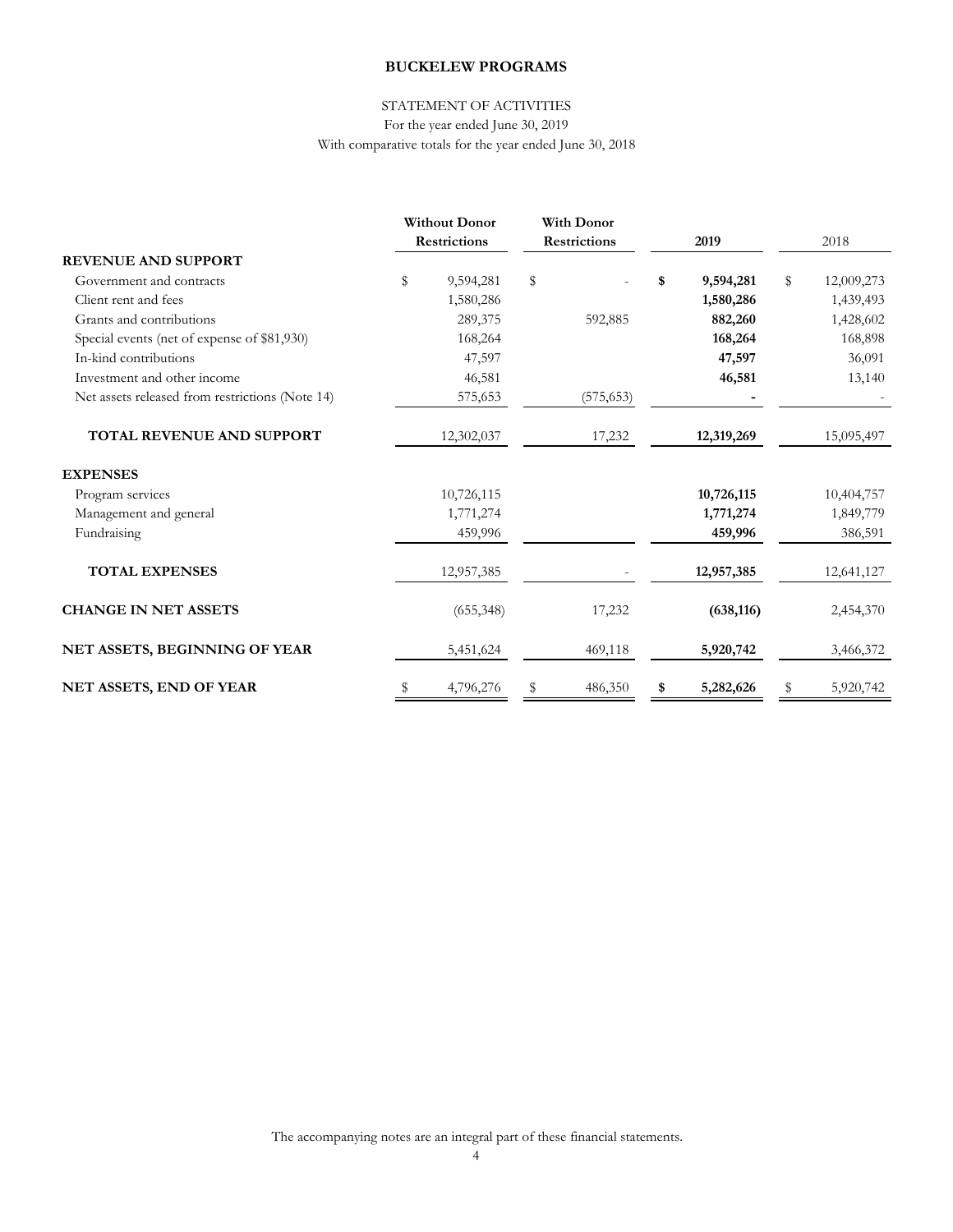**BUCKELEW PROGRAMS**

STATEMENT OF ACTIVITIES

For the year ended June 30, 2019

With comparative totals for the year ended June 30, 2018

| | Without Donor Restrictions | With Donor Restrictions | 2019 | 2018 |
|---|---|---|---|---|
| **REVENUE AND SUPPORT** | | | | |
| Government and contracts | $ 9,594,281 | $ - | **$ 9,594,281** | $ 12,009,273 |
| Client rent and fees | 1,580,286 | | **1,580,286** | 1,439,493 |
| Grants and contributions | 289,375 | 592,885 | **882,260** | 1,428,602 |
| Special events (net of expense of $81,930) | 168,264 | | **168,264** | 168,898 |
| In-kind contributions | 47,597 | | **47,597** | 36,091 |
| Investment and other income | 46,581 | | **46,581** | 13,140 |
| Net assets released from restrictions (Note 14) | 575,653 | (575,653) | **-** | - |
| **TOTAL REVENUE AND SUPPORT** | 12,302,037 | 17,232 | **12,319,269** | 15,095,497 |
| **EXPENSES** | | | | |
| Program services | 10,726,115 | | **10,726,115** | 10,404,757 |
| Management and general | 1,771,274 | | **1,771,274** | 1,849,779 |
| Fundraising | 459,996 | | **459,996** | 386,591 |
| **TOTAL EXPENSES** | 12,957,385 | - | **12,957,385** | 12,641,127 |
| **CHANGE IN NET ASSETS** | (655,348) | 17,232 | **(638,116)** | 2,454,370 |
| **NET ASSETS, BEGINNING OF YEAR** | 5,451,624 | 469,118 | **5,920,742** | 3,466,372 |
| **NET ASSETS, END OF YEAR** | $ 4,796,276 | $ 486,350 | **$ 5,282,626** | $ 5,920,742 |

The accompanying notes are an integral part of these financial statements.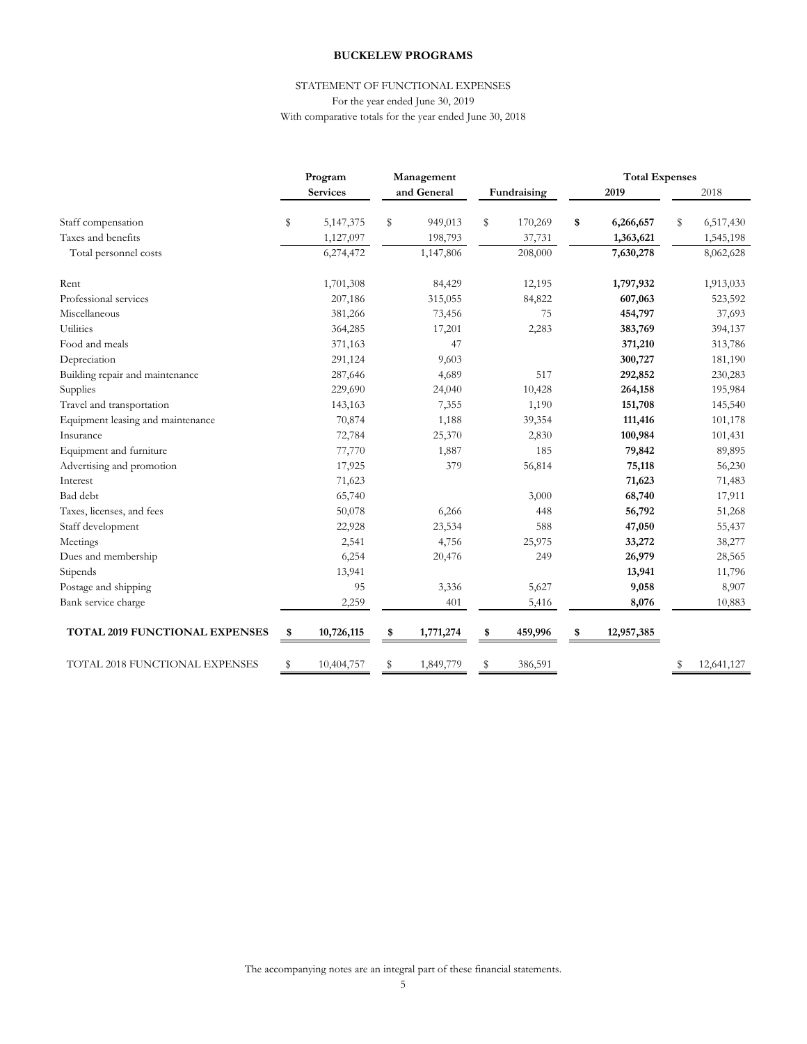**BUCKELEW PROGRAMS**

STATEMENT OF FUNCTIONAL EXPENSES

For the year ended June 30, 2019

With comparative totals for the year ended June 30, 2018

| | Program Services | Management and General | Fundraising | Total Expenses 2019 | Total Expenses 2018 |
|---|---|---|---|---|---|
| Staff compensation | $ 5,147,375 | $ 949,013 | $ 170,269 | **$ 6,266,657** | $ 6,517,430 |
| Taxes and benefits | 1,127,097 | 198,793 | 37,731 | **1,363,621** | 1,545,198 |
| Total personnel costs | 6,274,472 | 1,147,806 | 208,000 | **7,630,278** | 8,062,628 |
| | | | | | |
| Rent | 1,701,308 | 84,429 | 12,195 | **1,797,932** | 1,913,033 |
| Professional services | 207,186 | 315,055 | 84,822 | **607,063** | 523,592 |
| Miscellaneous | 381,266 | 73,456 | 75 | **454,797** | 37,693 |
| Utilities | 364,285 | 17,201 | 2,283 | **383,769** | 394,137 |
| Food and meals | 371,163 | 47 | | **371,210** | 313,786 |
| Depreciation | 291,124 | 9,603 | | **300,727** | 181,190 |
| Building repair and maintenance | 287,646 | 4,689 | 517 | **292,852** | 230,283 |
| Supplies | 229,690 | 24,040 | 10,428 | **264,158** | 195,984 |
| Travel and transportation | 143,163 | 7,355 | 1,190 | **151,708** | 145,540 |
| Equipment leasing and maintenance | 70,874 | 1,188 | 39,354 | **111,416** | 101,178 |
| Insurance | 72,784 | 25,370 | 2,830 | **100,984** | 101,431 |
| Equipment and furniture | 77,770 | 1,887 | 185 | **79,842** | 89,895 |
| Advertising and promotion | 17,925 | 379 | 56,814 | **75,118** | 56,230 |
| Interest | 71,623 | | | **71,623** | 71,483 |
| Bad debt | 65,740 | | 3,000 | **68,740** | 17,911 |
| Taxes, licenses, and fees | 50,078 | 6,266 | 448 | **56,792** | 51,268 |
| Staff development | 22,928 | 23,534 | 588 | **47,050** | 55,437 |
| Meetings | 2,541 | 4,756 | 25,975 | **33,272** | 38,277 |
| Dues and membership | 6,254 | 20,476 | 249 | **26,979** | 28,565 |
| Stipends | 13,941 | | | **13,941** | 11,796 |
| Postage and shipping | 95 | 3,336 | 5,627 | **9,058** | 8,907 |
| Bank service charge | 2,259 | 401 | 5,416 | **8,076** | 10,883 |
| **TOTAL 2019 FUNCTIONAL EXPENSES** | **$ 10,726,115** | **$ 1,771,274** | **$ 459,996** | **$ 12,957,385** | |
| TOTAL 2018 FUNCTIONAL EXPENSES | $ 10,404,757 | $ 1,849,779 | $ 386,591 | | $ 12,641,127 |

The accompanying notes are an integral part of these financial statements.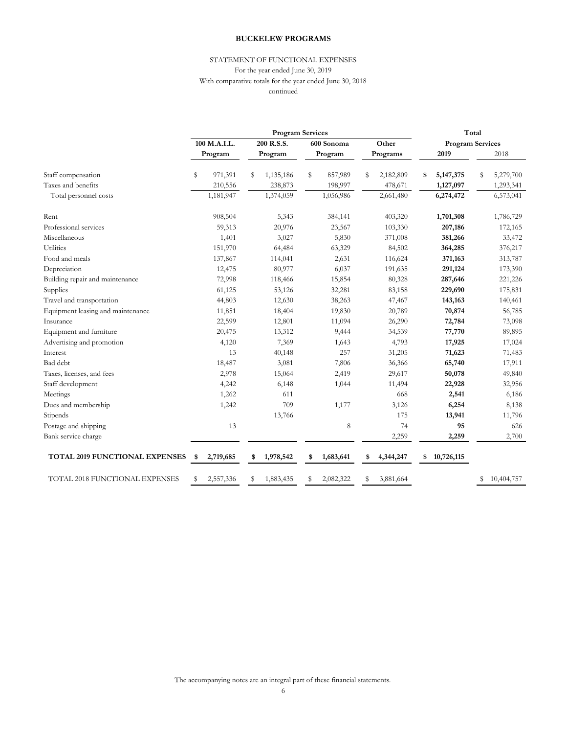**BUCKELEW PROGRAMS**

STATEMENT OF FUNCTIONAL EXPENSES

For the year ended June 30, 2019

With comparative totals for the year ended June 30, 2018

continued

| | Program Services | | | | Total | |
|---|---|---|---|---|---|---|
| | 100 M.A.I.L. Program | 200 R.S.S. Program | 600 Sonoma Program | Other Programs | Program Services 2019 | 2018 |
| Staff compensation | $ 971,391 | $ 1,135,186 | $ 857,989 | $ 2,182,809 | **$ 5,147,375** | $ 5,279,700 |
| Taxes and benefits | 210,556 | 238,873 | 198,997 | 478,671 | **1,127,097** | 1,293,341 |
| Total personnel costs | 1,181,947 | 1,374,059 | 1,056,986 | 2,661,480 | **6,274,472** | 6,573,041 |
| Rent | 908,504 | 5,343 | 384,141 | 403,320 | **1,701,308** | 1,786,729 |
| Professional services | 59,313 | 20,976 | 23,567 | 103,330 | **207,186** | 172,165 |
| Miscellaneous | 1,401 | 3,027 | 5,830 | 371,008 | **381,266** | 33,472 |
| Utilities | 151,970 | 64,484 | 63,329 | 84,502 | **364,285** | 376,217 |
| Food and meals | 137,867 | 114,041 | 2,631 | 116,624 | **371,163** | 313,787 |
| Depreciation | 12,475 | 80,977 | 6,037 | 191,635 | **291,124** | 173,390 |
| Building repair and maintenance | 72,998 | 118,466 | 15,854 | 80,328 | **287,646** | 221,226 |
| Supplies | 61,125 | 53,126 | 32,281 | 83,158 | **229,690** | 175,831 |
| Travel and transportation | 44,803 | 12,630 | 38,263 | 47,467 | **143,163** | 140,461 |
| Equipment leasing and maintenance | 11,851 | 18,404 | 19,830 | 20,789 | **70,874** | 56,785 |
| Insurance | 22,599 | 12,801 | 11,094 | 26,290 | **72,784** | 73,098 |
| Equipment and furniture | 20,475 | 13,312 | 9,444 | 34,539 | **77,770** | 89,895 |
| Advertising and promotion | 4,120 | 7,369 | 1,643 | 4,793 | **17,925** | 17,024 |
| Interest | 13 | 40,148 | 257 | 31,205 | **71,623** | 71,483 |
| Bad debt | 18,487 | 3,081 | 7,806 | 36,366 | **65,740** | 17,911 |
| Taxes, licenses, and fees | 2,978 | 15,064 | 2,419 | 29,617 | **50,078** | 49,840 |
| Staff development | 4,242 | 6,148 | 1,044 | 11,494 | **22,928** | 32,956 |
| Meetings | 1,262 | 611 | | 668 | **2,541** | 6,186 |
| Dues and membership | 1,242 | 709 | 1,177 | 3,126 | **6,254** | 8,138 |
| Stipends | | 13,766 | | 175 | **13,941** | 11,796 |
| Postage and shipping | 13 | | 8 | 74 | **95** | 626 |
| Bank service charge | | | | 2,259 | **2,259** | 2,700 |
| **TOTAL 2019 FUNCTIONAL EXPENSES** | **$ 2,719,685** | **$ 1,978,542** | **$ 1,683,641** | **$ 4,344,247** | **$ 10,726,115** | |
| TOTAL 2018 FUNCTIONAL EXPENSES | $ 2,557,336 | $ 1,883,435 | $ 2,082,322 | $ 3,881,664 | | $ 10,404,757 |

The accompanying notes are an integral part of these financial statements.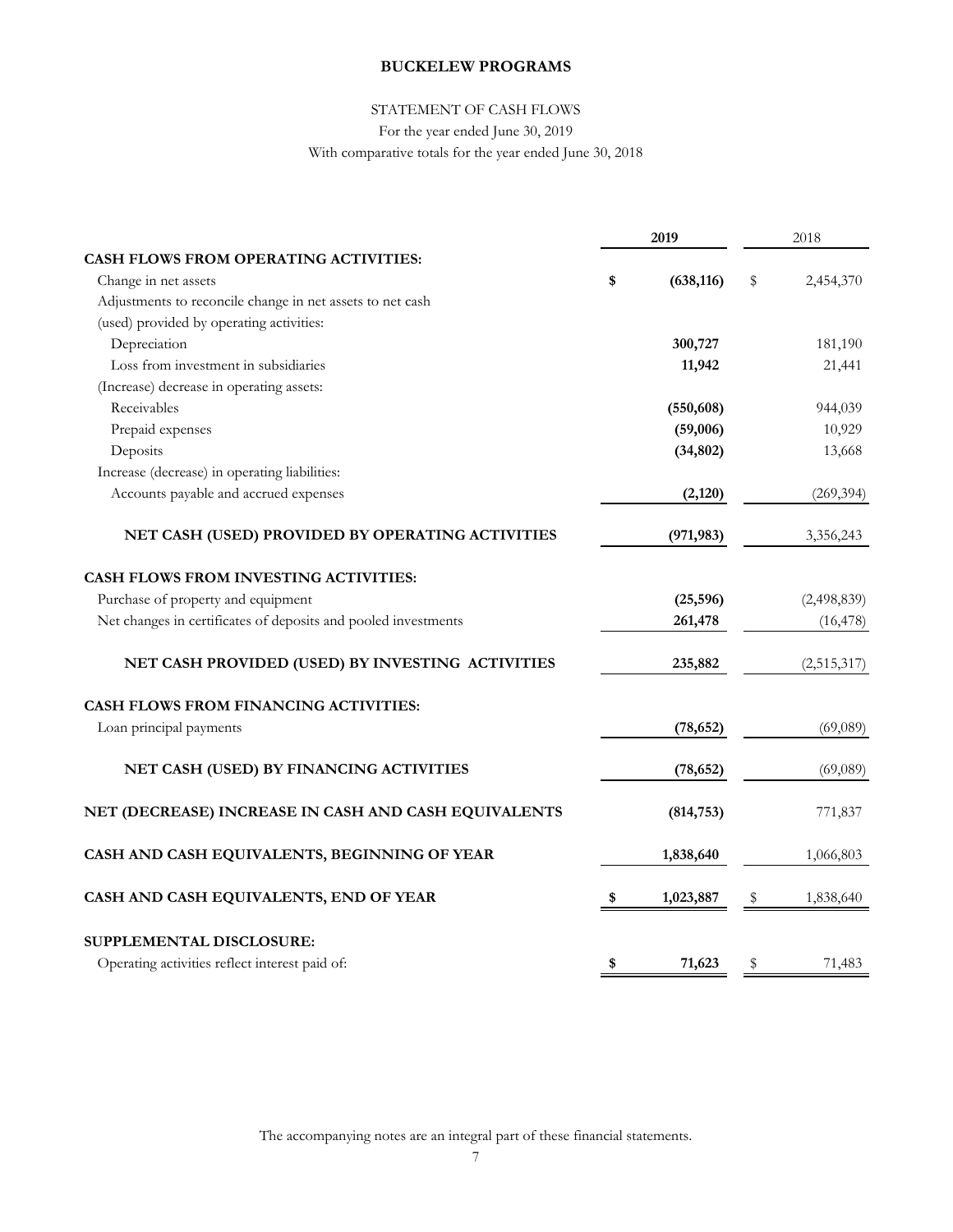**BUCKELEW PROGRAMS**

STATEMENT OF CASH FLOWS

For the year ended June 30, 2019

With comparative totals for the year ended June 30, 2018

| | 2019 | 2018 |
|---|---|---|
| **CASH FLOWS FROM OPERATING ACTIVITIES:** | | |
| Change in net assets | $ (638,116) | $ 2,454,370 |
| Adjustments to reconcile change in net assets to net cash (used) provided by operating activities: | | |
| Depreciation | 300,727 | 181,190 |
| Loss from investment in subsidiaries | 11,942 | 21,441 |
| (Increase) decrease in operating assets: | | |
| Receivables | (550,608) | 944,039 |
| Prepaid expenses | (59,006) | 10,929 |
| Deposits | (34,802) | 13,668 |
| Increase (decrease) in operating liabilities: | | |
| Accounts payable and accrued expenses | (2,120) | (269,394) |
| **NET CASH (USED) PROVIDED BY OPERATING ACTIVITIES** | (971,983) | 3,356,243 |
| **CASH FLOWS FROM INVESTING ACTIVITIES:** | | |
| Purchase of property and equipment | (25,596) | (2,498,839) |
| Net changes in certificates of deposits and pooled investments | 261,478 | (16,478) |
| **NET CASH PROVIDED (USED) BY INVESTING ACTIVITIES** | 235,882 | (2,515,317) |
| **CASH FLOWS FROM FINANCING ACTIVITIES:** | | |
| Loan principal payments | (78,652) | (69,089) |
| **NET CASH (USED) BY FINANCING ACTIVITIES** | (78,652) | (69,089) |
| **NET (DECREASE) INCREASE IN CASH AND CASH EQUIVALENTS** | (814,753) | 771,837 |
| **CASH AND CASH EQUIVALENTS, BEGINNING OF YEAR** | 1,838,640 | 1,066,803 |
| **CASH AND CASH EQUIVALENTS, END OF YEAR** | $ 1,023,887 | $ 1,838,640 |
| **SUPPLEMENTAL DISCLOSURE:** | | |
| Operating activities reflect interest paid of: | $ 71,623 | $ 71,483 |

The accompanying notes are an integral part of these financial statements.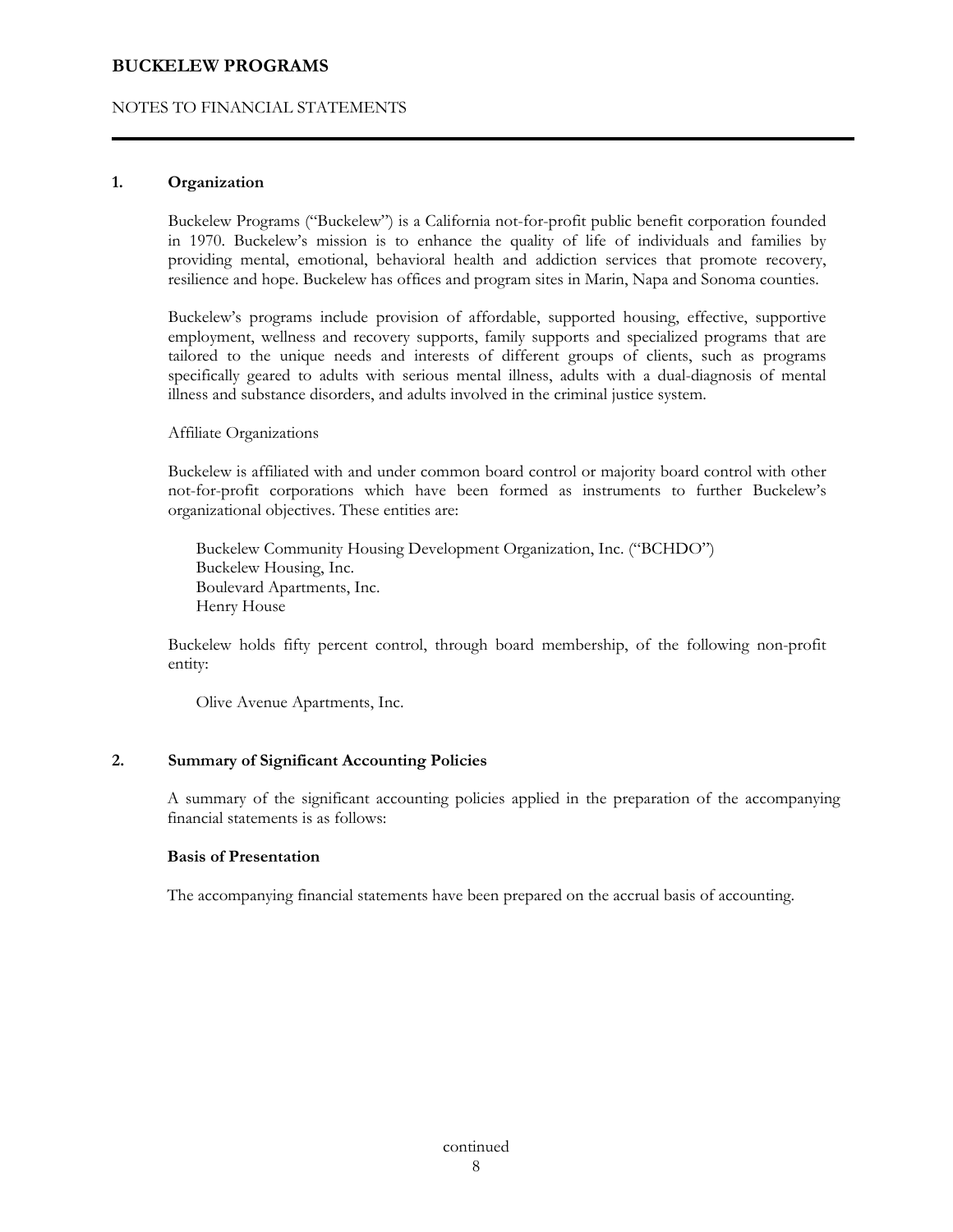# BUCKELEW PROGRAMS

NOTES TO FINANCIAL STATEMENTS

## 1. Organization

Buckelew Programs ("Buckelew") is a California not-for-profit public benefit corporation founded in 1970. Buckelew's mission is to enhance the quality of life of individuals and families by providing mental, emotional, behavioral health and addiction services that promote recovery, resilience and hope. Buckelew has offices and program sites in Marin, Napa and Sonoma counties.

Buckelew's programs include provision of affordable, supported housing, effective, supportive employment, wellness and recovery supports, family supports and specialized programs that are tailored to the unique needs and interests of different groups of clients, such as programs specifically geared to adults with serious mental illness, adults with a dual-diagnosis of mental illness and substance disorders, and adults involved in the criminal justice system.

Affiliate Organizations

Buckelew is affiliated with and under common board control or majority board control with other not-for-profit corporations which have been formed as instruments to further Buckelew's organizational objectives. These entities are:

Buckelew Community Housing Development Organization, Inc. ("BCHDO")
Buckelew Housing, Inc.
Boulevard Apartments, Inc.
Henry House

Buckelew holds fifty percent control, through board membership, of the following non-profit entity:

Olive Avenue Apartments, Inc.

## 2. Summary of Significant Accounting Policies

A summary of the significant accounting policies applied in the preparation of the accompanying financial statements is as follows:

### Basis of Presentation

The accompanying financial statements have been prepared on the accrual basis of accounting.

continued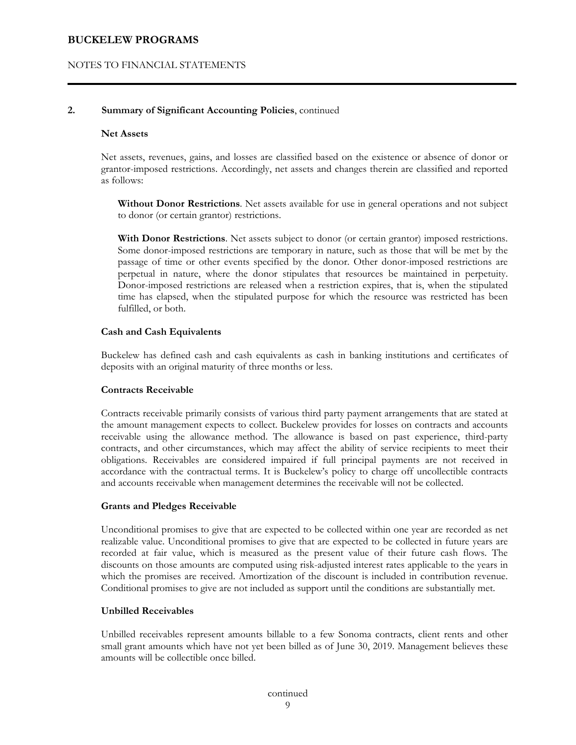## 2. Summary of Significant Accounting Policies, continued

### Net Assets

Net assets, revenues, gains, and losses are classified based on the existence or absence of donor or grantor-imposed restrictions. Accordingly, net assets and changes therein are classified and reported as follows:

**Without Donor Restrictions**. Net assets available for use in general operations and not subject to donor (or certain grantor) restrictions.

**With Donor Restrictions**. Net assets subject to donor (or certain grantor) imposed restrictions. Some donor-imposed restrictions are temporary in nature, such as those that will be met by the passage of time or other events specified by the donor. Other donor-imposed restrictions are perpetual in nature, where the donor stipulates that resources be maintained in perpetuity. Donor-imposed restrictions are released when a restriction expires, that is, when the stipulated time has elapsed, when the stipulated purpose for which the resource was restricted has been fulfilled, or both.

### Cash and Cash Equivalents

Buckelew has defined cash and cash equivalents as cash in banking institutions and certificates of deposits with an original maturity of three months or less.

### Contracts Receivable

Contracts receivable primarily consists of various third party payment arrangements that are stated at the amount management expects to collect. Buckelew provides for losses on contracts and accounts receivable using the allowance method. The allowance is based on past experience, third-party contracts, and other circumstances, which may affect the ability of service recipients to meet their obligations. Receivables are considered impaired if full principal payments are not received in accordance with the contractual terms. It is Buckelew's policy to charge off uncollectible contracts and accounts receivable when management determines the receivable will not be collected.

### Grants and Pledges Receivable

Unconditional promises to give that are expected to be collected within one year are recorded as net realizable value. Unconditional promises to give that are expected to be collected in future years are recorded at fair value, which is measured as the present value of their future cash flows. The discounts on those amounts are computed using risk-adjusted interest rates applicable to the years in which the promises are received. Amortization of the discount is included in contribution revenue. Conditional promises to give are not included as support until the conditions are substantially met.

### Unbilled Receivables

Unbilled receivables represent amounts billable to a few Sonoma contracts, client rents and other small grant amounts which have not yet been billed as of June 30, 2019. Management believes these amounts will be collectible once billed.

continued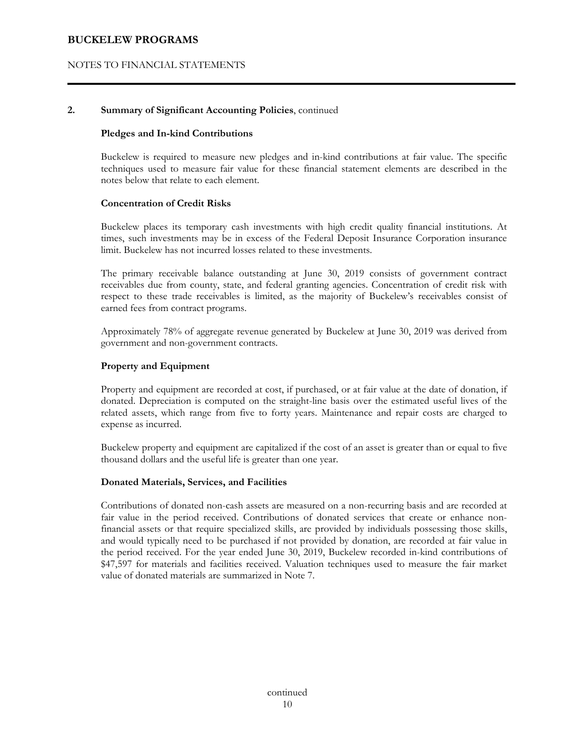## 2. Summary of Significant Accounting Policies, continued

### Pledges and In-kind Contributions

Buckelew is required to measure new pledges and in-kind contributions at fair value. The specific techniques used to measure fair value for these financial statement elements are described in the notes below that relate to each element.

### Concentration of Credit Risks

Buckelew places its temporary cash investments with high credit quality financial institutions. At times, such investments may be in excess of the Federal Deposit Insurance Corporation insurance limit. Buckelew has not incurred losses related to these investments.

The primary receivable balance outstanding at June 30, 2019 consists of government contract receivables due from county, state, and federal granting agencies. Concentration of credit risk with respect to these trade receivables is limited, as the majority of Buckelew's receivables consist of earned fees from contract programs.

Approximately 78% of aggregate revenue generated by Buckelew at June 30, 2019 was derived from government and non-government contracts.

### Property and Equipment

Property and equipment are recorded at cost, if purchased, or at fair value at the date of donation, if donated. Depreciation is computed on the straight-line basis over the estimated useful lives of the related assets, which range from five to forty years. Maintenance and repair costs are charged to expense as incurred.

Buckelew property and equipment are capitalized if the cost of an asset is greater than or equal to five thousand dollars and the useful life is greater than one year.

### Donated Materials, Services, and Facilities

Contributions of donated non-cash assets are measured on a non-recurring basis and are recorded at fair value in the period received. Contributions of donated services that create or enhance non-financial assets or that require specialized skills, are provided by individuals possessing those skills, and would typically need to be purchased if not provided by donation, are recorded at fair value in the period received. For the year ended June 30, 2019, Buckelew recorded in-kind contributions of $47,597 for materials and facilities received. Valuation techniques used to measure the fair market value of donated materials are summarized in Note 7.

continued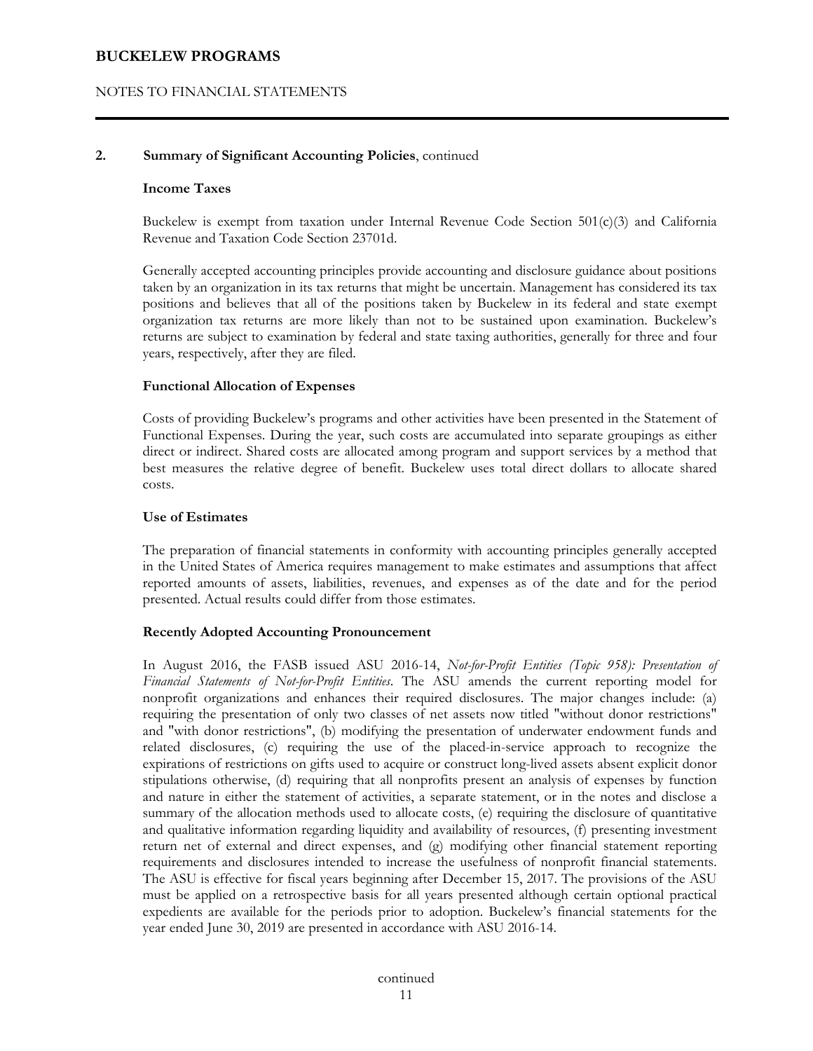## 2. Summary of Significant Accounting Policies, continued

### Income Taxes

Buckelew is exempt from taxation under Internal Revenue Code Section 501(c)(3) and California Revenue and Taxation Code Section 23701d.

Generally accepted accounting principles provide accounting and disclosure guidance about positions taken by an organization in its tax returns that might be uncertain. Management has considered its tax positions and believes that all of the positions taken by Buckelew in its federal and state exempt organization tax returns are more likely than not to be sustained upon examination. Buckelew's returns are subject to examination by federal and state taxing authorities, generally for three and four years, respectively, after they are filed.

### Functional Allocation of Expenses

Costs of providing Buckelew's programs and other activities have been presented in the Statement of Functional Expenses. During the year, such costs are accumulated into separate groupings as either direct or indirect. Shared costs are allocated among program and support services by a method that best measures the relative degree of benefit. Buckelew uses total direct dollars to allocate shared costs.

### Use of Estimates

The preparation of financial statements in conformity with accounting principles generally accepted in the United States of America requires management to make estimates and assumptions that affect reported amounts of assets, liabilities, revenues, and expenses as of the date and for the period presented. Actual results could differ from those estimates.

### Recently Adopted Accounting Pronouncement

In August 2016, the FASB issued ASU 2016-14, *Not-for-Profit Entities (Topic 958): Presentation of Financial Statements of Not-for-Profit Entities*. The ASU amends the current reporting model for nonprofit organizations and enhances their required disclosures. The major changes include: (a) requiring the presentation of only two classes of net assets now titled "without donor restrictions" and "with donor restrictions", (b) modifying the presentation of underwater endowment funds and related disclosures, (c) requiring the use of the placed-in-service approach to recognize the expirations of restrictions on gifts used to acquire or construct long-lived assets absent explicit donor stipulations otherwise, (d) requiring that all nonprofits present an analysis of expenses by function and nature in either the statement of activities, a separate statement, or in the notes and disclose a summary of the allocation methods used to allocate costs, (e) requiring the disclosure of quantitative and qualitative information regarding liquidity and availability of resources, (f) presenting investment return net of external and direct expenses, and (g) modifying other financial statement reporting requirements and disclosures intended to increase the usefulness of nonprofit financial statements. The ASU is effective for fiscal years beginning after December 15, 2017. The provisions of the ASU must be applied on a retrospective basis for all years presented although certain optional practical expedients are available for the periods prior to adoption. Buckelew's financial statements for the year ended June 30, 2019 are presented in accordance with ASU 2016-14.

continued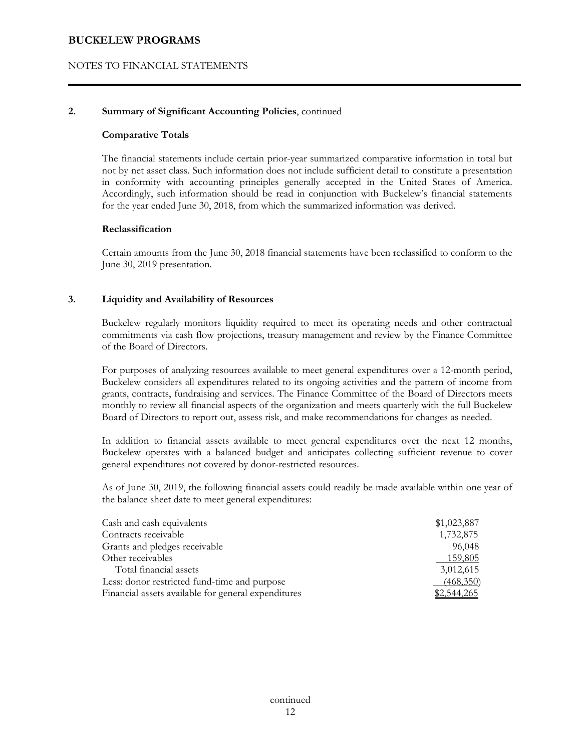## 2. Summary of Significant Accounting Policies, continued

### Comparative Totals

The financial statements include certain prior-year summarized comparative information in total but not by net asset class. Such information does not include sufficient detail to constitute a presentation in conformity with accounting principles generally accepted in the United States of America. Accordingly, such information should be read in conjunction with Buckelew's financial statements for the year ended June 30, 2018, from which the summarized information was derived.

### Reclassification

Certain amounts from the June 30, 2018 financial statements have been reclassified to conform to the June 30, 2019 presentation.

## 3. Liquidity and Availability of Resources

Buckelew regularly monitors liquidity required to meet its operating needs and other contractual commitments via cash flow projections, treasury management and review by the Finance Committee of the Board of Directors.

For purposes of analyzing resources available to meet general expenditures over a 12-month period, Buckelew considers all expenditures related to its ongoing activities and the pattern of income from grants, contracts, fundraising and services. The Finance Committee of the Board of Directors meets monthly to review all financial aspects of the organization and meets quarterly with the full Buckelew Board of Directors to report out, assess risk, and make recommendations for changes as needed.

In addition to financial assets available to meet general expenditures over the next 12 months, Buckelew operates with a balanced budget and anticipates collecting sufficient revenue to cover general expenditures not covered by donor-restricted resources.

As of June 30, 2019, the following financial assets could readily be made available within one year of the balance sheet date to meet general expenditures:

| | |
|---|---|
| Cash and cash equivalents | $1,023,887 |
| Contracts receivable | 1,732,875 |
| Grants and pledges receivable | 96,048 |
| Other receivables | 159,805 |
| Total financial assets | 3,012,615 |
| Less: donor restricted fund-time and purpose | (468,350) |
| Financial assets available for general expenditures | $2,544,265 |

continued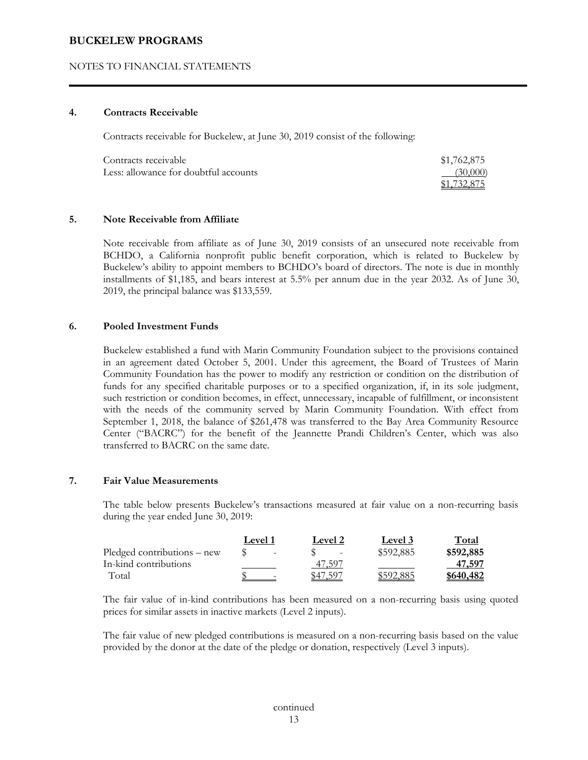## 4. Contracts Receivable

Contracts receivable for Buckelew, at June 30, 2019 consist of the following:

| | |
|---|---|
| Contracts receivable | $1,762,875 |
| Less: allowance for doubtful accounts | (30,000) |
| | $1,732,875 |

## 5. Note Receivable from Affiliate

Note receivable from affiliate as of June 30, 2019 consists of an unsecured note receivable from BCHDO, a California nonprofit public benefit corporation, which is related to Buckelew by Buckelew's ability to appoint members to BCHDO's board of directors. The note is due in monthly installments of $1,185, and bears interest at 5.5% per annum due in the year 2032. As of June 30, 2019, the principal balance was $133,559.

## 6. Pooled Investment Funds

Buckelew established a fund with Marin Community Foundation subject to the provisions contained in an agreement dated October 5, 2001. Under this agreement, the Board of Trustees of Marin Community Foundation has the power to modify any restriction or condition on the distribution of funds for any specified charitable purposes or to a specified organization, if, in its sole judgment, such restriction or condition becomes, in effect, unnecessary, incapable of fulfillment, or inconsistent with the needs of the community served by Marin Community Foundation. With effect from September 1, 2018, the balance of $261,478 was transferred to the Bay Area Community Resource Center ("BACRC") for the benefit of the Jeannette Prandi Children's Center, which was also transferred to BACRC on the same date.

## 7. Fair Value Measurements

The table below presents Buckelew's transactions measured at fair value on a non-recurring basis during the year ended June 30, 2019:

| | Level 1 | Level 2 | Level 3 | Total |
|---|---|---|---|---|
| Pledged contributions – new | $ - | $ - | $592,885 | **$592,885** |
| In-kind contributions | | 47,597 | | **47,597** |
| Total | $ - | $47,597 | $592,885 | **$640,482** |

The fair value of in-kind contributions has been measured on a non-recurring basis using quoted prices for similar assets in inactive markets (Level 2 inputs).

The fair value of new pledged contributions is measured on a non-recurring basis based on the value provided by the donor at the date of the pledge or donation, respectively (Level 3 inputs).

continued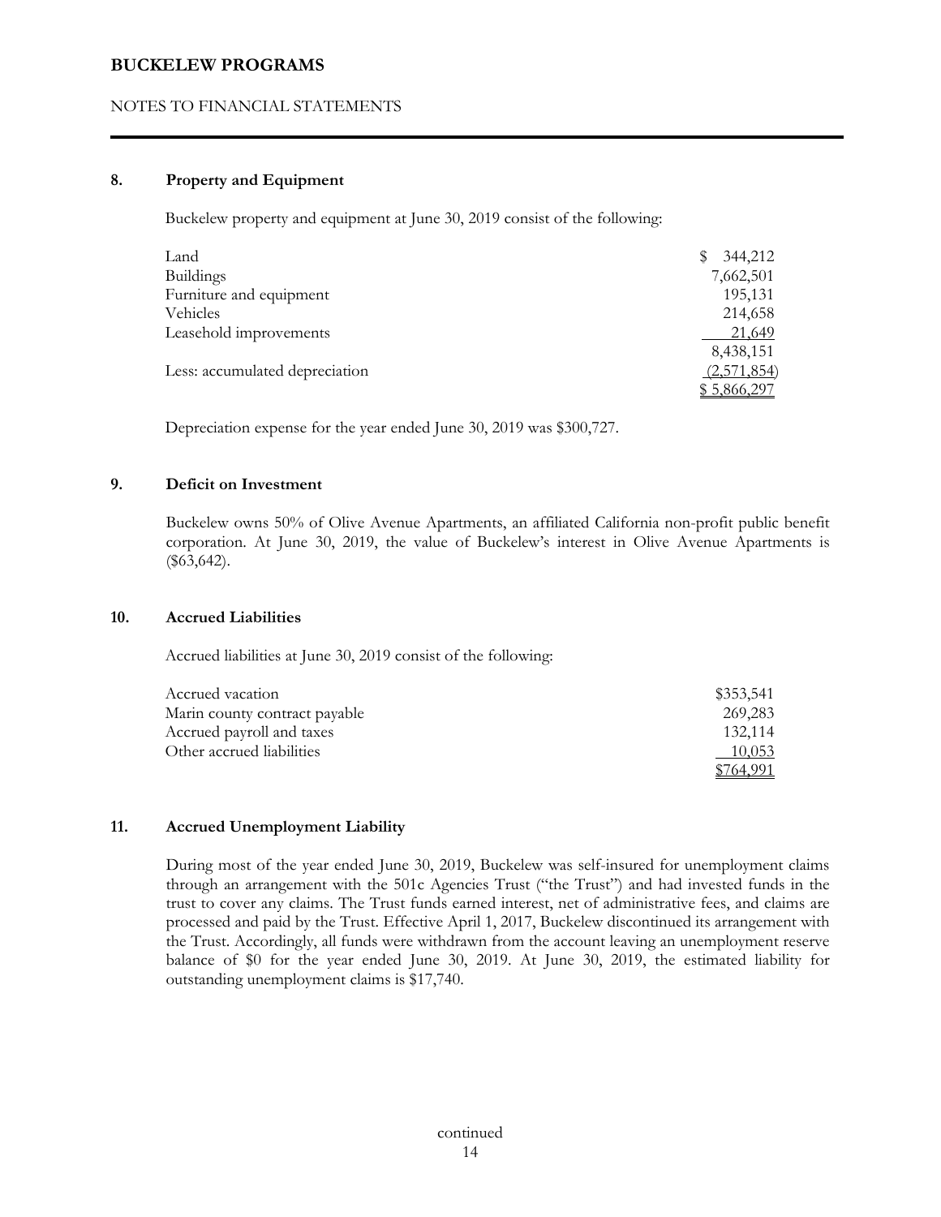## 8. Property and Equipment

Buckelew property and equipment at June 30, 2019 consist of the following:

| | |
|---|---|
| Land | $ 344,212 |
| Buildings | 7,662,501 |
| Furniture and equipment | 195,131 |
| Vehicles | 214,658 |
| Leasehold improvements | 21,649 |
| | 8,438,151 |
| Less: accumulated depreciation | (2,571,854) |
| | $ 5,866,297 |

Depreciation expense for the year ended June 30, 2019 was $300,727.

## 9. Deficit on Investment

Buckelew owns 50% of Olive Avenue Apartments, an affiliated California non-profit public benefit corporation. At June 30, 2019, the value of Buckelew's interest in Olive Avenue Apartments is ($63,642).

## 10. Accrued Liabilities

Accrued liabilities at June 30, 2019 consist of the following:

| | |
|---|---|
| Accrued vacation | $353,541 |
| Marin county contract payable | 269,283 |
| Accrued payroll and taxes | 132,114 |
| Other accrued liabilities | 10,053 |
| | $764,991 |

## 11. Accrued Unemployment Liability

During most of the year ended June 30, 2019, Buckelew was self-insured for unemployment claims through an arrangement with the 501c Agencies Trust ("the Trust") and had invested funds in the trust to cover any claims. The Trust funds earned interest, net of administrative fees, and claims are processed and paid by the Trust. Effective April 1, 2017, Buckelew discontinued its arrangement with the Trust. Accordingly, all funds were withdrawn from the account leaving an unemployment reserve balance of $0 for the year ended June 30, 2019. At June 30, 2019, the estimated liability for outstanding unemployment claims is $17,740.

continued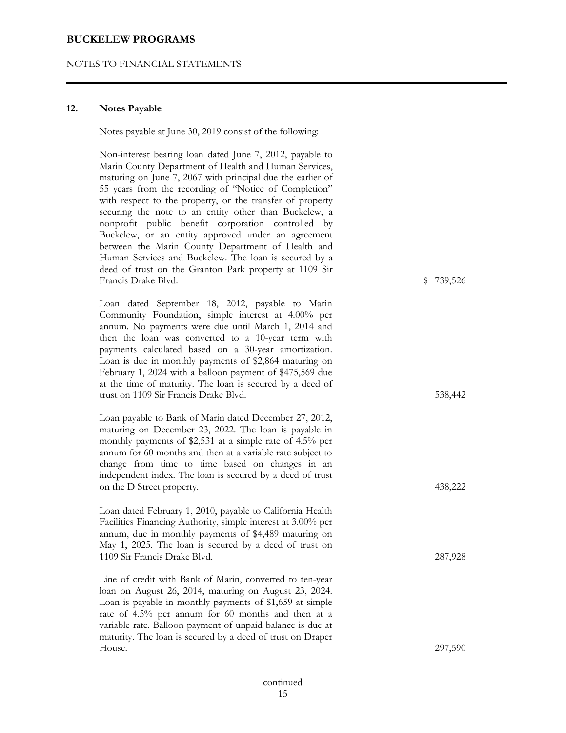## 12. Notes Payable

Notes payable at June 30, 2019 consist of the following:

| | |
|---|---|
| Non-interest bearing loan dated June 7, 2012, payable to Marin County Department of Health and Human Services, maturing on June 7, 2067 with principal due the earlier of 55 years from the recording of "Notice of Completion" with respect to the property, or the transfer of property securing the note to an entity other than Buckelew, a nonprofit public benefit corporation controlled by Buckelew, or an entity approved under an agreement between the Marin County Department of Health and Human Services and Buckelew. The loan is secured by a deed of trust on the Granton Park property at 1109 Sir Francis Drake Blvd. | $ 739,526 |
| Loan dated September 18, 2012, payable to Marin Community Foundation, simple interest at 4.00% per annum. No payments were due until March 1, 2014 and then the loan was converted to a 10-year term with payments calculated based on a 30-year amortization. Loan is due in monthly payments of $2,864 maturing on February 1, 2024 with a balloon payment of $475,569 due at the time of maturity. The loan is secured by a deed of trust on 1109 Sir Francis Drake Blvd. | 538,442 |
| Loan payable to Bank of Marin dated December 27, 2012, maturing on December 23, 2022. The loan is payable in monthly payments of $2,531 at a simple rate of 4.5% per annum for 60 months and then at a variable rate subject to change from time to time based on changes in an independent index. The loan is secured by a deed of trust on the D Street property. | 438,222 |
| Loan dated February 1, 2010, payable to California Health Facilities Financing Authority, simple interest at 3.00% per annum, due in monthly payments of $4,489 maturing on May 1, 2025. The loan is secured by a deed of trust on 1109 Sir Francis Drake Blvd. | 287,928 |
| Line of credit with Bank of Marin, converted to ten-year loan on August 26, 2014, maturing on August 23, 2024. Loan is payable in monthly payments of $1,659 at simple rate of 4.5% per annum for 60 months and then at a variable rate. Balloon payment of unpaid balance is due at maturity. The loan is secured by a deed of trust on Draper House. | 297,590 |

continued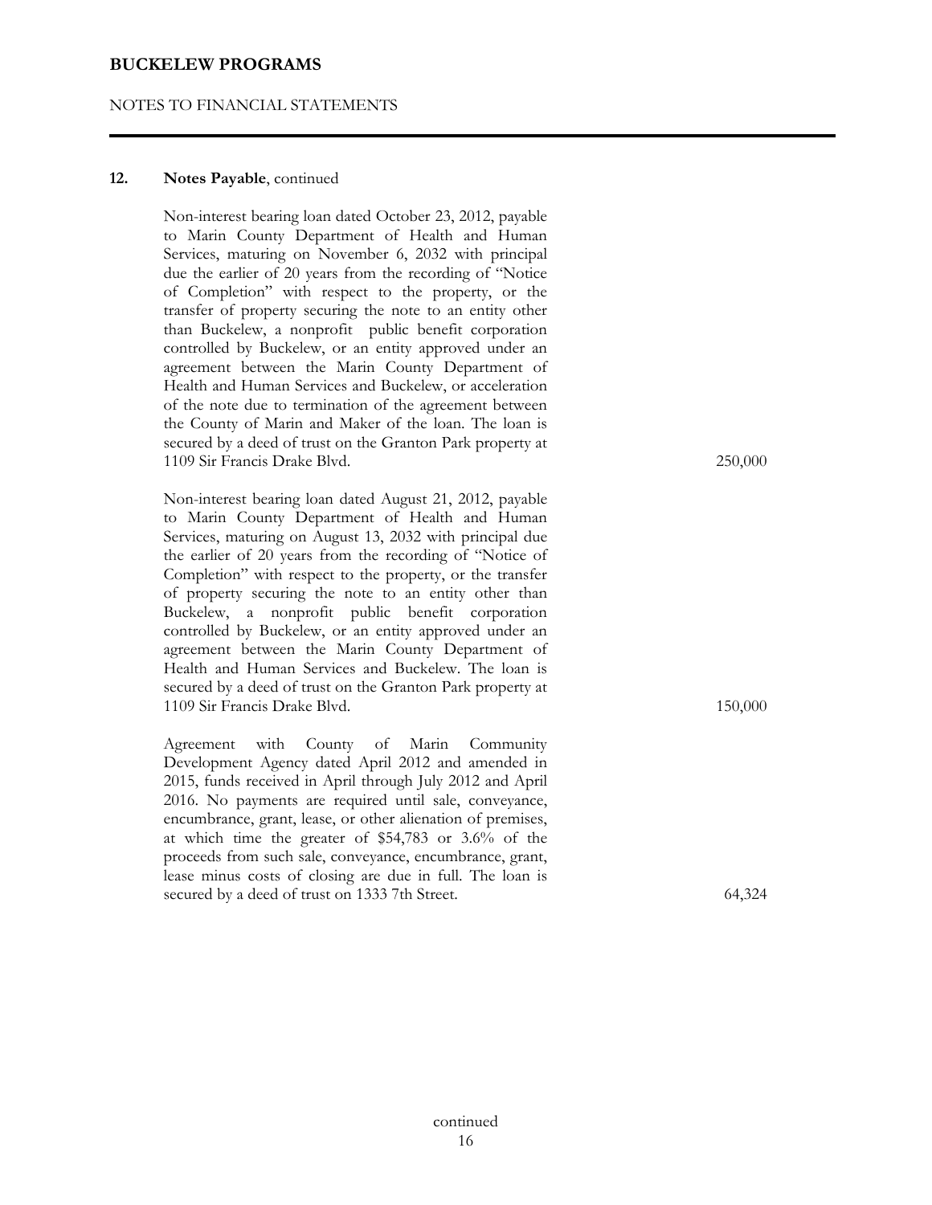## 12. Notes Payable, continued

| | |
|---|---|
| Non-interest bearing loan dated October 23, 2012, payable to Marin County Department of Health and Human Services, maturing on November 6, 2032 with principal due the earlier of 20 years from the recording of "Notice of Completion" with respect to the property, or the transfer of property securing the note to an entity other than Buckelew, a nonprofit public benefit corporation controlled by Buckelew, or an entity approved under an agreement between the Marin County Department of Health and Human Services and Buckelew, or acceleration of the note due to termination of the agreement between the County of Marin and Maker of the loan. The loan is secured by a deed of trust on the Granton Park property at 1109 Sir Francis Drake Blvd. | 250,000 |
| Non-interest bearing loan dated August 21, 2012, payable to Marin County Department of Health and Human Services, maturing on August 13, 2032 with principal due the earlier of 20 years from the recording of "Notice of Completion" with respect to the property, or the transfer of property securing the note to an entity other than Buckelew, a nonprofit public benefit corporation controlled by Buckelew, or an entity approved under an agreement between the Marin County Department of Health and Human Services and Buckelew. The loan is secured by a deed of trust on the Granton Park property at 1109 Sir Francis Drake Blvd. | 150,000 |
| Agreement with County of Marin Community Development Agency dated April 2012 and amended in 2015, funds received in April through July 2012 and April 2016. No payments are required until sale, conveyance, encumbrance, grant, lease, or other alienation of premises, at which time the greater of $54,783 or 3.6% of the proceeds from such sale, conveyance, encumbrance, grant, lease minus costs of closing are due in full. The loan is secured by a deed of trust on 1333 7th Street. | 64,324 |

continued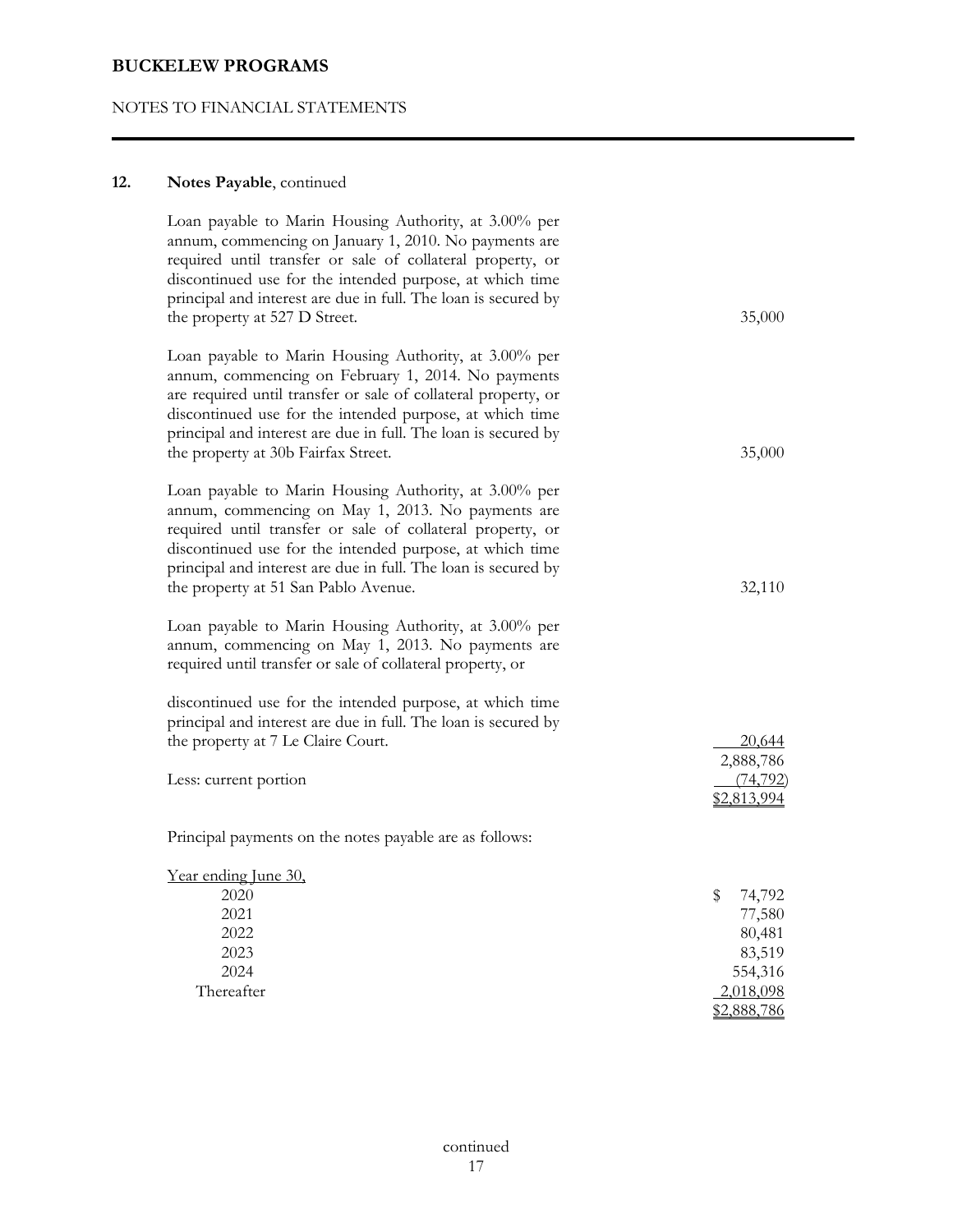## 12. Notes Payable, continued

| | |
|---|---|
| Loan payable to Marin Housing Authority, at 3.00% per annum, commencing on January 1, 2010. No payments are required until transfer or sale of collateral property, or discontinued use for the intended purpose, at which time principal and interest are due in full. The loan is secured by the property at 527 D Street. | 35,000 |
| Loan payable to Marin Housing Authority, at 3.00% per annum, commencing on February 1, 2014. No payments are required until transfer or sale of collateral property, or discontinued use for the intended purpose, at which time principal and interest are due in full. The loan is secured by the property at 30b Fairfax Street. | 35,000 |
| Loan payable to Marin Housing Authority, at 3.00% per annum, commencing on May 1, 2013. No payments are required until transfer or sale of collateral property, or discontinued use for the intended purpose, at which time principal and interest are due in full. The loan is secured by the property at 51 San Pablo Avenue. | 32,110 |
| Loan payable to Marin Housing Authority, at 3.00% per annum, commencing on May 1, 2013. No payments are required until transfer or sale of collateral property, or discontinued use for the intended purpose, at which time principal and interest are due in full. The loan is secured by the property at 7 Le Claire Court. | 20,644 |
| | 2,888,786 |
| Less: current portion | (74,792) |
| | $2,813,994 |

Principal payments on the notes payable are as follows:

| Year ending June 30, | |
|---|---|
| 2020 | $ 74,792 |
| 2021 | 77,580 |
| 2022 | 80,481 |
| 2023 | 83,519 |
| 2024 | 554,316 |
| Thereafter | 2,018,098 |
| | $2,888,786 |

continued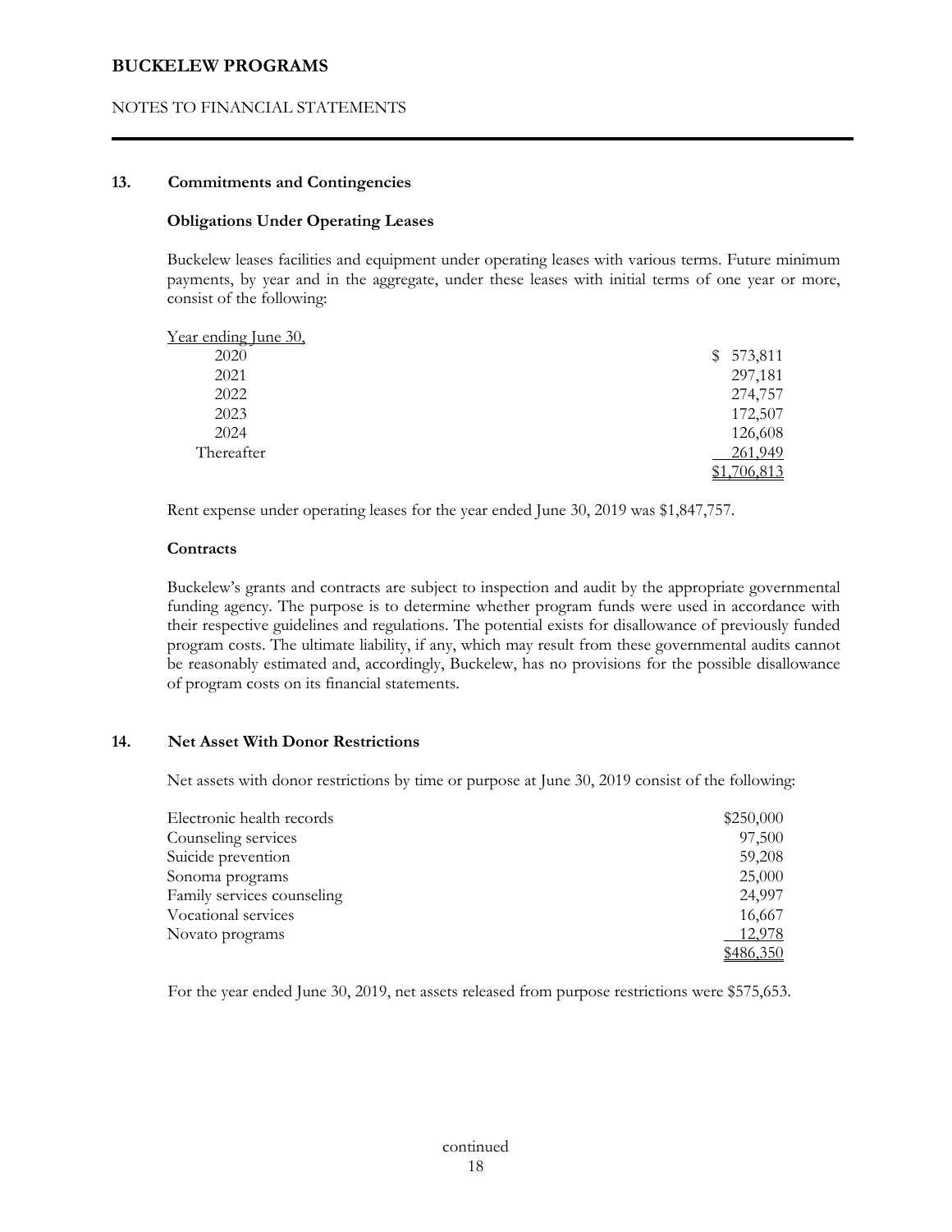## 13. Commitments and Contingencies

### Obligations Under Operating Leases

Buckelew leases facilities and equipment under operating leases with various terms. Future minimum payments, by year and in the aggregate, under these leases with initial terms of one year or more, consist of the following:

| Year ending June 30, | |
|---|---|
| 2020 | $ 573,811 |
| 2021 | 297,181 |
| 2022 | 274,757 |
| 2023 | 172,507 |
| 2024 | 126,608 |
| Thereafter | 261,949 |
| | $1,706,813 |

Rent expense under operating leases for the year ended June 30, 2019 was $1,847,757.

### Contracts

Buckelew's grants and contracts are subject to inspection and audit by the appropriate governmental funding agency. The purpose is to determine whether program funds were used in accordance with their respective guidelines and regulations. The potential exists for disallowance of previously funded program costs. The ultimate liability, if any, which may result from these governmental audits cannot be reasonably estimated and, accordingly, Buckelew, has no provisions for the possible disallowance of program costs on its financial statements.

## 14. Net Asset With Donor Restrictions

Net assets with donor restrictions by time or purpose at June 30, 2019 consist of the following:

| | |
|---|---|
| Electronic health records | $250,000 |
| Counseling services | 97,500 |
| Suicide prevention | 59,208 |
| Sonoma programs | 25,000 |
| Family services counseling | 24,997 |
| Vocational services | 16,667 |
| Novato programs | 12,978 |
| | $486,350 |

For the year ended June 30, 2019, net assets released from purpose restrictions were $575,653.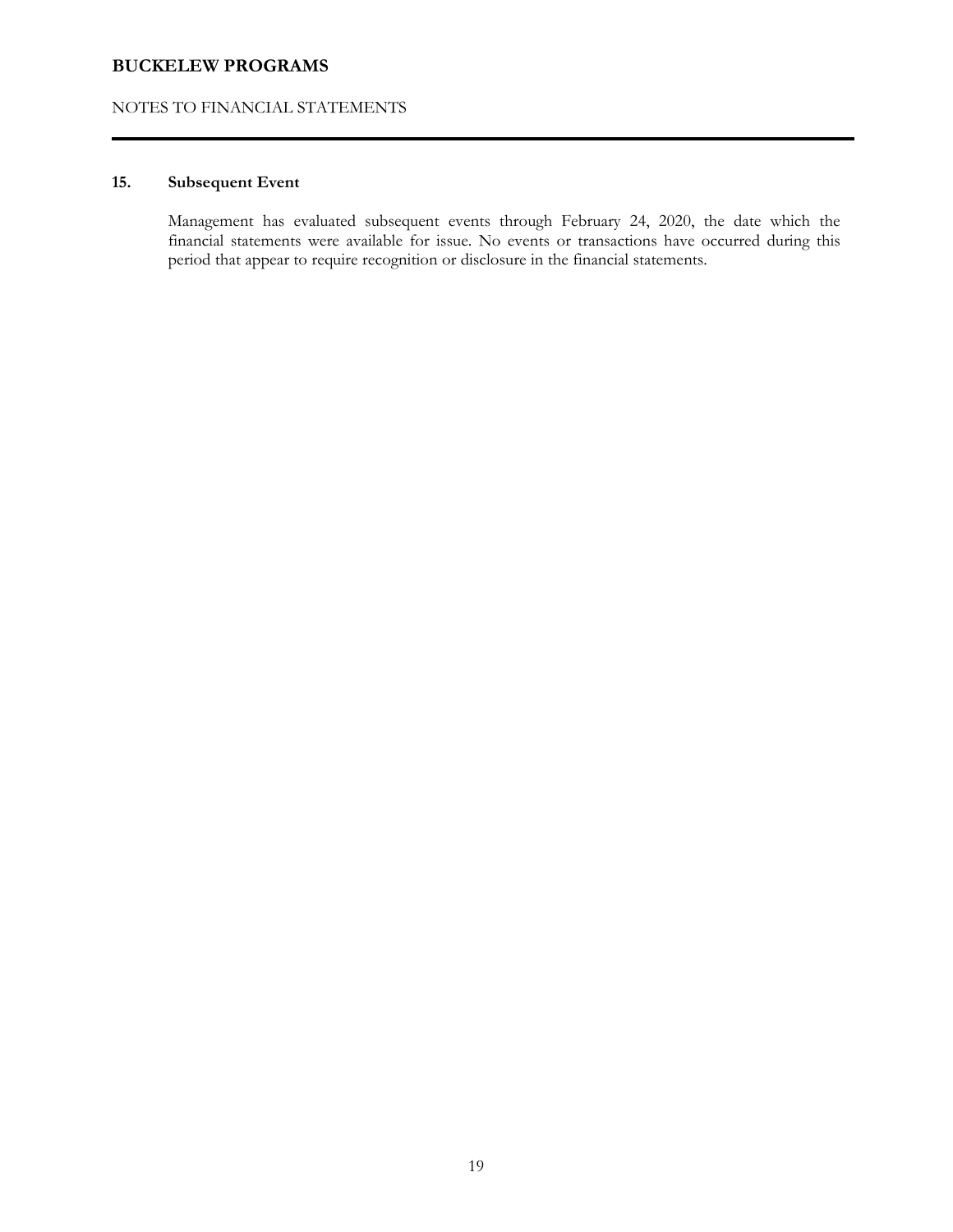## 15. Subsequent Event

Management has evaluated subsequent events through February 24, 2020, the date which the financial statements were available for issue. No events or transactions have occurred during this period that appear to require recognition or disclosure in the financial statements.